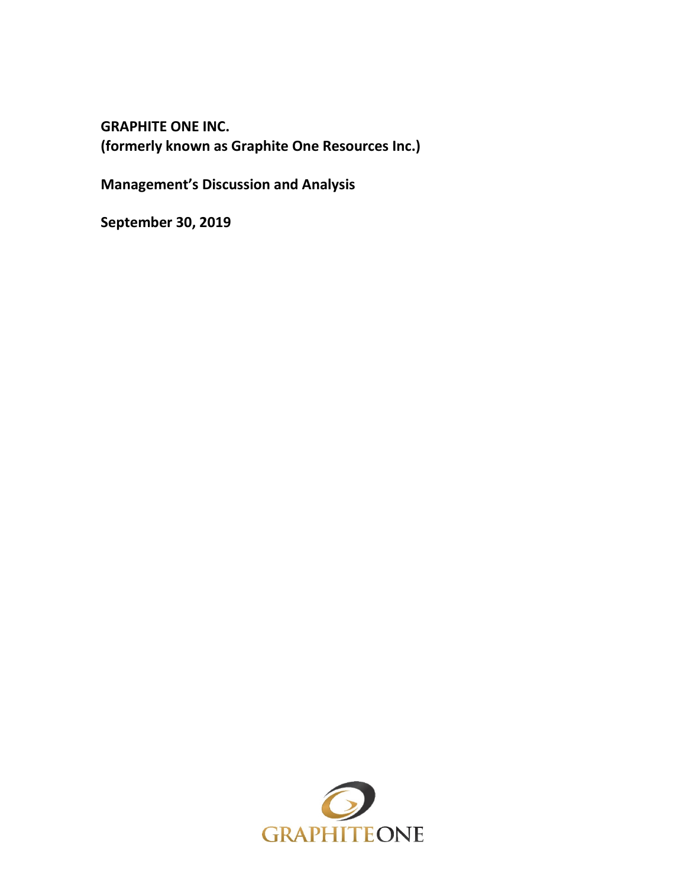**GRAPHITE ONE INC.**
**(formerly known as Graphite One Resources Inc.)**

**Management's Discussion and Analysis**

**September 30, 2019**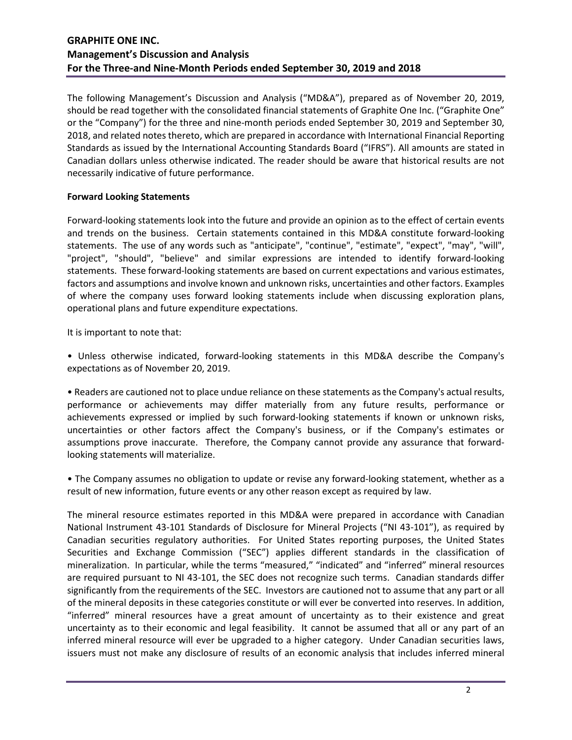The following Management's Discussion and Analysis ("MD&A"), prepared as of November 20, 2019, should be read together with the consolidated financial statements of Graphite One Inc. ("Graphite One" or the "Company") for the three and nine-month periods ended September 30, 2019 and September 30, 2018, and related notes thereto, which are prepared in accordance with International Financial Reporting Standards as issued by the International Accounting Standards Board ("IFRS"). All amounts are stated in Canadian dollars unless otherwise indicated. The reader should be aware that historical results are not necessarily indicative of future performance.

**Forward Looking Statements**

Forward-looking statements look into the future and provide an opinion as to the effect of certain events and trends on the business. Certain statements contained in this MD&A constitute forward-looking statements. The use of any words such as "anticipate", "continue", "estimate", "expect", "may", "will", "project", "should", "believe" and similar expressions are intended to identify forward-looking statements. These forward-looking statements are based on current expectations and various estimates, factors and assumptions and involve known and unknown risks, uncertainties and other factors. Examples of where the company uses forward looking statements include when discussing exploration plans, operational plans and future expenditure expectations.

It is important to note that:

• Unless otherwise indicated, forward-looking statements in this MD&A describe the Company's expectations as of November 20, 2019.

• Readers are cautioned not to place undue reliance on these statements as the Company's actual results, performance or achievements may differ materially from any future results, performance or achievements expressed or implied by such forward-looking statements if known or unknown risks, uncertainties or other factors affect the Company's business, or if the Company's estimates or assumptions prove inaccurate. Therefore, the Company cannot provide any assurance that forward-looking statements will materialize.

• The Company assumes no obligation to update or revise any forward-looking statement, whether as a result of new information, future events or any other reason except as required by law.

The mineral resource estimates reported in this MD&A were prepared in accordance with Canadian National Instrument 43-101 Standards of Disclosure for Mineral Projects ("NI 43-101"), as required by Canadian securities regulatory authorities. For United States reporting purposes, the United States Securities and Exchange Commission ("SEC") applies different standards in the classification of mineralization. In particular, while the terms "measured," "indicated" and "inferred" mineral resources are required pursuant to NI 43-101, the SEC does not recognize such terms. Canadian standards differ significantly from the requirements of the SEC. Investors are cautioned not to assume that any part or all of the mineral deposits in these categories constitute or will ever be converted into reserves. In addition, "inferred" mineral resources have a great amount of uncertainty as to their existence and great uncertainty as to their economic and legal feasibility. It cannot be assumed that all or any part of an inferred mineral resource will ever be upgraded to a higher category. Under Canadian securities laws, issuers must not make any disclosure of results of an economic analysis that includes inferred mineral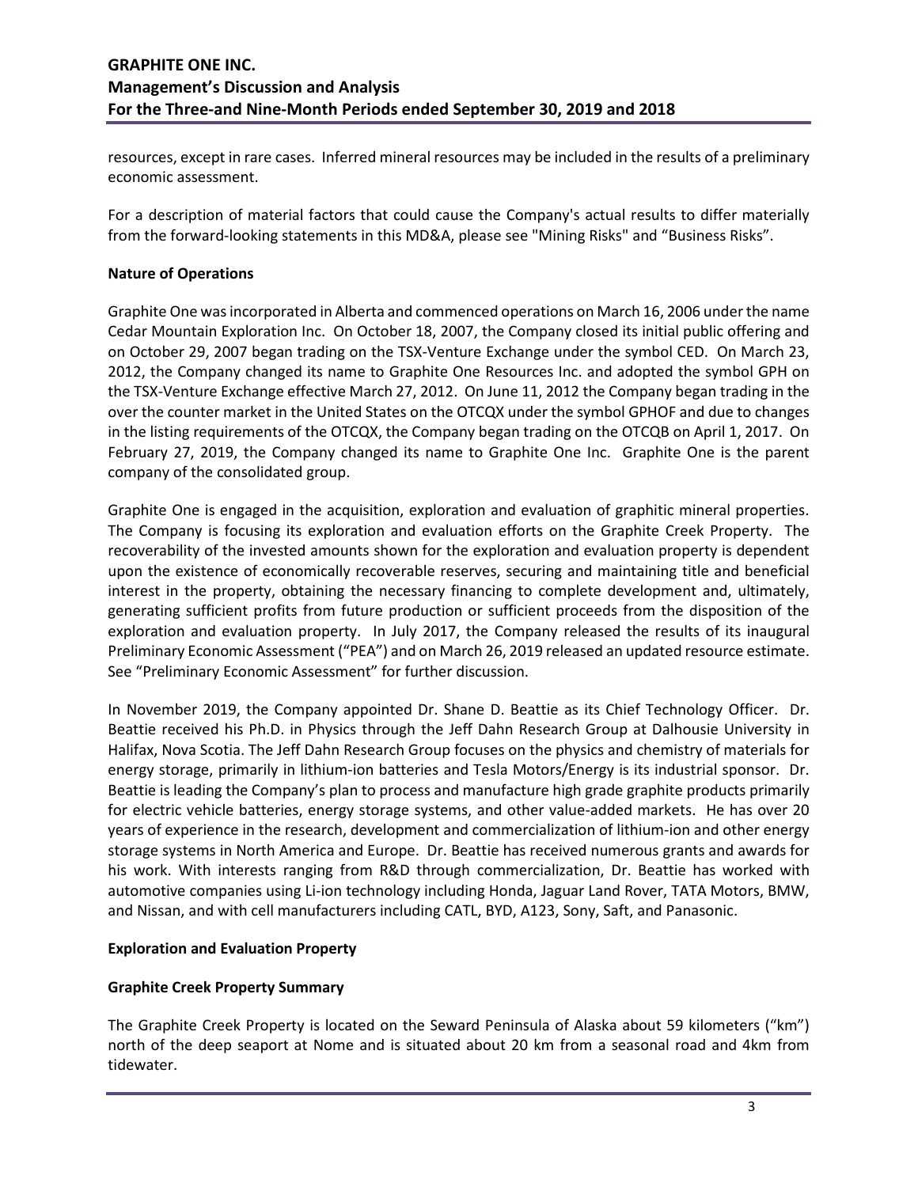resources, except in rare cases. Inferred mineral resources may be included in the results of a preliminary economic assessment.

For a description of material factors that could cause the Company's actual results to differ materially from the forward-looking statements in this MD&A, please see "Mining Risks" and "Business Risks".

**Nature of Operations**

Graphite One was incorporated in Alberta and commenced operations on March 16, 2006 under the name Cedar Mountain Exploration Inc. On October 18, 2007, the Company closed its initial public offering and on October 29, 2007 began trading on the TSX-Venture Exchange under the symbol CED. On March 23, 2012, the Company changed its name to Graphite One Resources Inc. and adopted the symbol GPH on the TSX-Venture Exchange effective March 27, 2012. On June 11, 2012 the Company began trading in the over the counter market in the United States on the OTCQX under the symbol GPHOF and due to changes in the listing requirements of the OTCQX, the Company began trading on the OTCQB on April 1, 2017. On February 27, 2019, the Company changed its name to Graphite One Inc. Graphite One is the parent company of the consolidated group.

Graphite One is engaged in the acquisition, exploration and evaluation of graphitic mineral properties. The Company is focusing its exploration and evaluation efforts on the Graphite Creek Property. The recoverability of the invested amounts shown for the exploration and evaluation property is dependent upon the existence of economically recoverable reserves, securing and maintaining title and beneficial interest in the property, obtaining the necessary financing to complete development and, ultimately, generating sufficient profits from future production or sufficient proceeds from the disposition of the exploration and evaluation property. In July 2017, the Company released the results of its inaugural Preliminary Economic Assessment ("PEA") and on March 26, 2019 released an updated resource estimate. See "Preliminary Economic Assessment" for further discussion.

In November 2019, the Company appointed Dr. Shane D. Beattie as its Chief Technology Officer. Dr. Beattie received his Ph.D. in Physics through the Jeff Dahn Research Group at Dalhousie University in Halifax, Nova Scotia. The Jeff Dahn Research Group focuses on the physics and chemistry of materials for energy storage, primarily in lithium-ion batteries and Tesla Motors/Energy is its industrial sponsor. Dr. Beattie is leading the Company's plan to process and manufacture high grade graphite products primarily for electric vehicle batteries, energy storage systems, and other value-added markets. He has over 20 years of experience in the research, development and commercialization of lithium-ion and other energy storage systems in North America and Europe. Dr. Beattie has received numerous grants and awards for his work. With interests ranging from R&D through commercialization, Dr. Beattie has worked with automotive companies using Li-ion technology including Honda, Jaguar Land Rover, TATA Motors, BMW, and Nissan, and with cell manufacturers including CATL, BYD, A123, Sony, Saft, and Panasonic.

**Exploration and Evaluation Property**

**Graphite Creek Property Summary**

The Graphite Creek Property is located on the Seward Peninsula of Alaska about 59 kilometers ("km") north of the deep seaport at Nome and is situated about 20 km from a seasonal road and 4km from tidewater.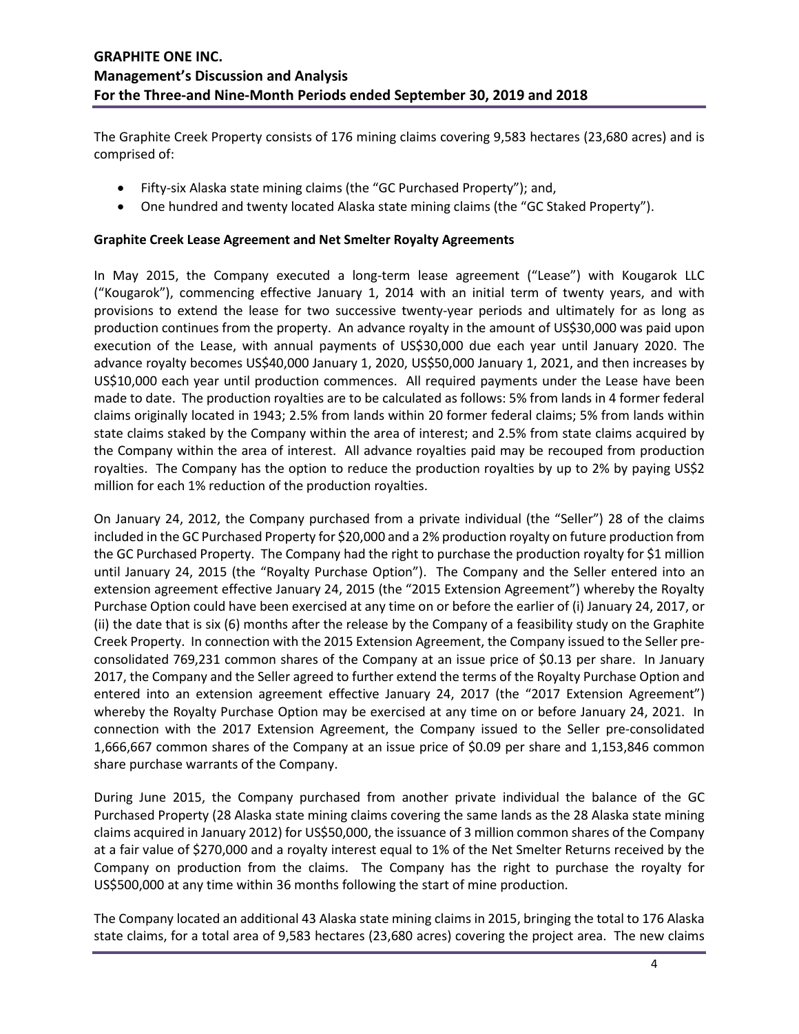The Graphite Creek Property consists of 176 mining claims covering 9,583 hectares (23,680 acres) and is comprised of:

- Fifty-six Alaska state mining claims (the "GC Purchased Property"); and,
- One hundred and twenty located Alaska state mining claims (the "GC Staked Property").

**Graphite Creek Lease Agreement and Net Smelter Royalty Agreements**

In May 2015, the Company executed a long-term lease agreement ("Lease") with Kougarok LLC ("Kougarok"), commencing effective January 1, 2014 with an initial term of twenty years, and with provisions to extend the lease for two successive twenty-year periods and ultimately for as long as production continues from the property. An advance royalty in the amount of US$30,000 was paid upon execution of the Lease, with annual payments of US$30,000 due each year until January 2020. The advance royalty becomes US$40,000 January 1, 2020, US$50,000 January 1, 2021, and then increases by US$10,000 each year until production commences. All required payments under the Lease have been made to date. The production royalties are to be calculated as follows: 5% from lands in 4 former federal claims originally located in 1943; 2.5% from lands within 20 former federal claims; 5% from lands within state claims staked by the Company within the area of interest; and 2.5% from state claims acquired by the Company within the area of interest. All advance royalties paid may be recouped from production royalties. The Company has the option to reduce the production royalties by up to 2% by paying US$2 million for each 1% reduction of the production royalties.

On January 24, 2012, the Company purchased from a private individual (the "Seller") 28 of the claims included in the GC Purchased Property for $20,000 and a 2% production royalty on future production from the GC Purchased Property. The Company had the right to purchase the production royalty for $1 million until January 24, 2015 (the "Royalty Purchase Option"). The Company and the Seller entered into an extension agreement effective January 24, 2015 (the "2015 Extension Agreement") whereby the Royalty Purchase Option could have been exercised at any time on or before the earlier of (i) January 24, 2017, or (ii) the date that is six (6) months after the release by the Company of a feasibility study on the Graphite Creek Property. In connection with the 2015 Extension Agreement, the Company issued to the Seller pre-consolidated 769,231 common shares of the Company at an issue price of $0.13 per share. In January 2017, the Company and the Seller agreed to further extend the terms of the Royalty Purchase Option and entered into an extension agreement effective January 24, 2017 (the "2017 Extension Agreement") whereby the Royalty Purchase Option may be exercised at any time on or before January 24, 2021. In connection with the 2017 Extension Agreement, the Company issued to the Seller pre-consolidated 1,666,667 common shares of the Company at an issue price of $0.09 per share and 1,153,846 common share purchase warrants of the Company.

During June 2015, the Company purchased from another private individual the balance of the GC Purchased Property (28 Alaska state mining claims covering the same lands as the 28 Alaska state mining claims acquired in January 2012) for US$50,000, the issuance of 3 million common shares of the Company at a fair value of $270,000 and a royalty interest equal to 1% of the Net Smelter Returns received by the Company on production from the claims. The Company has the right to purchase the royalty for US$500,000 at any time within 36 months following the start of mine production.

The Company located an additional 43 Alaska state mining claims in 2015, bringing the total to 176 Alaska state claims, for a total area of 9,583 hectares (23,680 acres) covering the project area. The new claims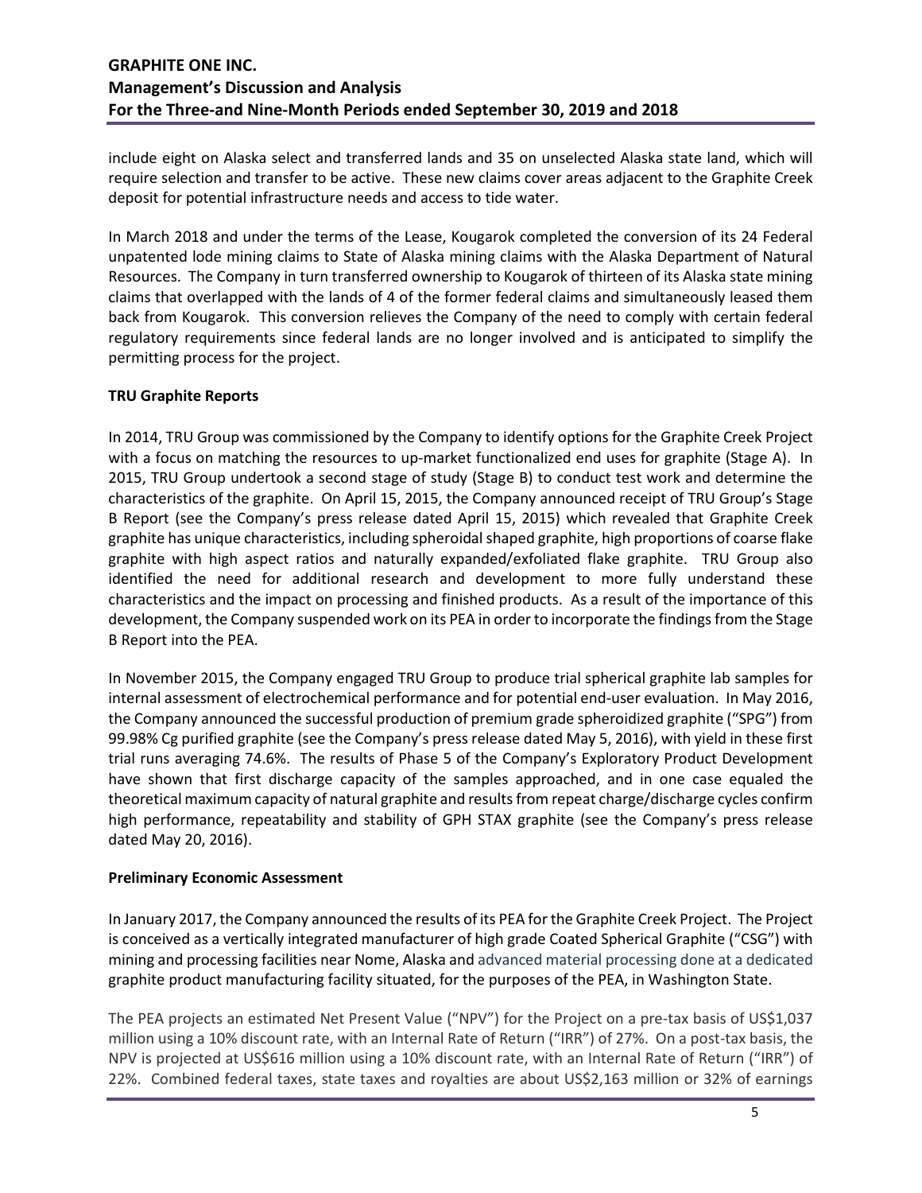include eight on Alaska select and transferred lands and 35 on unselected Alaska state land, which will require selection and transfer to be active. These new claims cover areas adjacent to the Graphite Creek deposit for potential infrastructure needs and access to tide water.

In March 2018 and under the terms of the Lease, Kougarok completed the conversion of its 24 Federal unpatented lode mining claims to State of Alaska mining claims with the Alaska Department of Natural Resources. The Company in turn transferred ownership to Kougarok of thirteen of its Alaska state mining claims that overlapped with the lands of 4 of the former federal claims and simultaneously leased them back from Kougarok. This conversion relieves the Company of the need to comply with certain federal regulatory requirements since federal lands are no longer involved and is anticipated to simplify the permitting process for the project.

**TRU Graphite Reports**

In 2014, TRU Group was commissioned by the Company to identify options for the Graphite Creek Project with a focus on matching the resources to up-market functionalized end uses for graphite (Stage A). In 2015, TRU Group undertook a second stage of study (Stage B) to conduct test work and determine the characteristics of the graphite. On April 15, 2015, the Company announced receipt of TRU Group's Stage B Report (see the Company's press release dated April 15, 2015) which revealed that Graphite Creek graphite has unique characteristics, including spheroidal shaped graphite, high proportions of coarse flake graphite with high aspect ratios and naturally expanded/exfoliated flake graphite. TRU Group also identified the need for additional research and development to more fully understand these characteristics and the impact on processing and finished products. As a result of the importance of this development, the Company suspended work on its PEA in order to incorporate the findings from the Stage B Report into the PEA.

In November 2015, the Company engaged TRU Group to produce trial spherical graphite lab samples for internal assessment of electrochemical performance and for potential end-user evaluation. In May 2016, the Company announced the successful production of premium grade spheroidized graphite ("SPG") from 99.98% Cg purified graphite (see the Company's press release dated May 5, 2016), with yield in these first trial runs averaging 74.6%. The results of Phase 5 of the Company's Exploratory Product Development have shown that first discharge capacity of the samples approached, and in one case equaled the theoretical maximum capacity of natural graphite and results from repeat charge/discharge cycles confirm high performance, repeatability and stability of GPH STAX graphite (see the Company's press release dated May 20, 2016).

**Preliminary Economic Assessment**

In January 2017, the Company announced the results of its PEA for the Graphite Creek Project. The Project is conceived as a vertically integrated manufacturer of high grade Coated Spherical Graphite ("CSG") with mining and processing facilities near Nome, Alaska and advanced material processing done at a dedicated graphite product manufacturing facility situated, for the purposes of the PEA, in Washington State.

The PEA projects an estimated Net Present Value ("NPV") for the Project on a pre-tax basis of US$1,037 million using a 10% discount rate, with an Internal Rate of Return ("IRR") of 27%. On a post-tax basis, the NPV is projected at US$616 million using a 10% discount rate, with an Internal Rate of Return ("IRR") of 22%. Combined federal taxes, state taxes and royalties are about US$2,163 million or 32% of earnings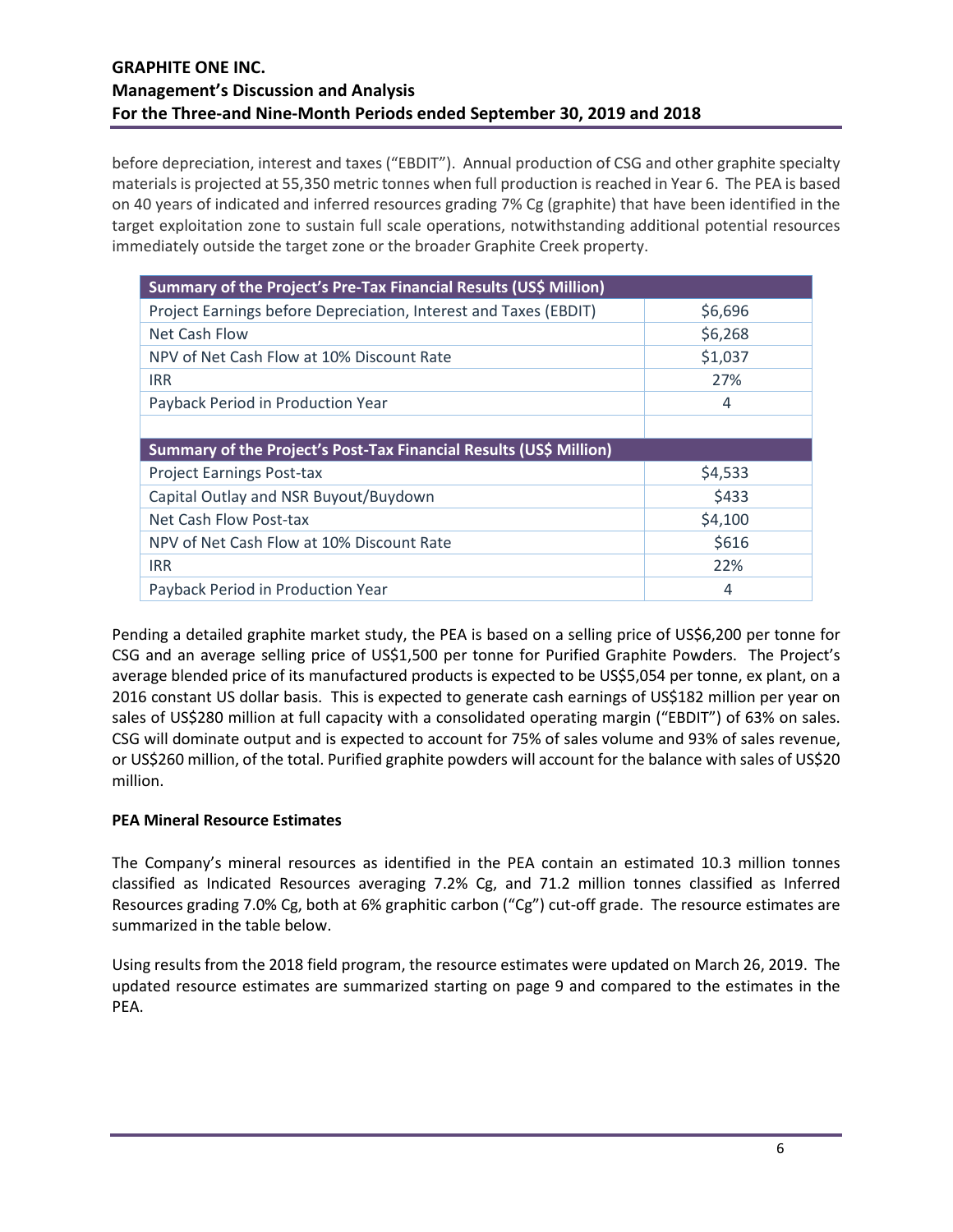before depreciation, interest and taxes ("EBDIT"). Annual production of CSG and other graphite specialty materials is projected at 55,350 metric tonnes when full production is reached in Year 6. The PEA is based on 40 years of indicated and inferred resources grading 7% Cg (graphite) that have been identified in the target exploitation zone to sustain full scale operations, notwithstanding additional potential resources immediately outside the target zone or the broader Graphite Creek property.

| Summary of the Project's Pre-Tax Financial Results (US$ Million) | |
|---|---|
| Project Earnings before Depreciation, Interest and Taxes (EBDIT) | $6,696 |
| Net Cash Flow | $6,268 |
| NPV of Net Cash Flow at 10% Discount Rate | $1,037 |
| IRR | 27% |
| Payback Period in Production Year | 4 |
| | |
| **Summary of the Project's Post-Tax Financial Results (US$ Million)** | |
| Project Earnings Post-tax | $4,533 |
| Capital Outlay and NSR Buyout/Buydown | $433 |
| Net Cash Flow Post-tax | $4,100 |
| NPV of Net Cash Flow at 10% Discount Rate | $616 |
| IRR | 22% |
| Payback Period in Production Year | 4 |

Pending a detailed graphite market study, the PEA is based on a selling price of US$6,200 per tonne for CSG and an average selling price of US$1,500 per tonne for Purified Graphite Powders. The Project's average blended price of its manufactured products is expected to be US$5,054 per tonne, ex plant, on a 2016 constant US dollar basis. This is expected to generate cash earnings of US$182 million per year on sales of US$280 million at full capacity with a consolidated operating margin ("EBDIT") of 63% on sales. CSG will dominate output and is expected to account for 75% of sales volume and 93% of sales revenue, or US$260 million, of the total. Purified graphite powders will account for the balance with sales of US$20 million.

**PEA Mineral Resource Estimates**

The Company's mineral resources as identified in the PEA contain an estimated 10.3 million tonnes classified as Indicated Resources averaging 7.2% Cg, and 71.2 million tonnes classified as Inferred Resources grading 7.0% Cg, both at 6% graphitic carbon ("Cg") cut-off grade. The resource estimates are summarized in the table below.

Using results from the 2018 field program, the resource estimates were updated on March 26, 2019. The updated resource estimates are summarized starting on page 9 and compared to the estimates in the PEA.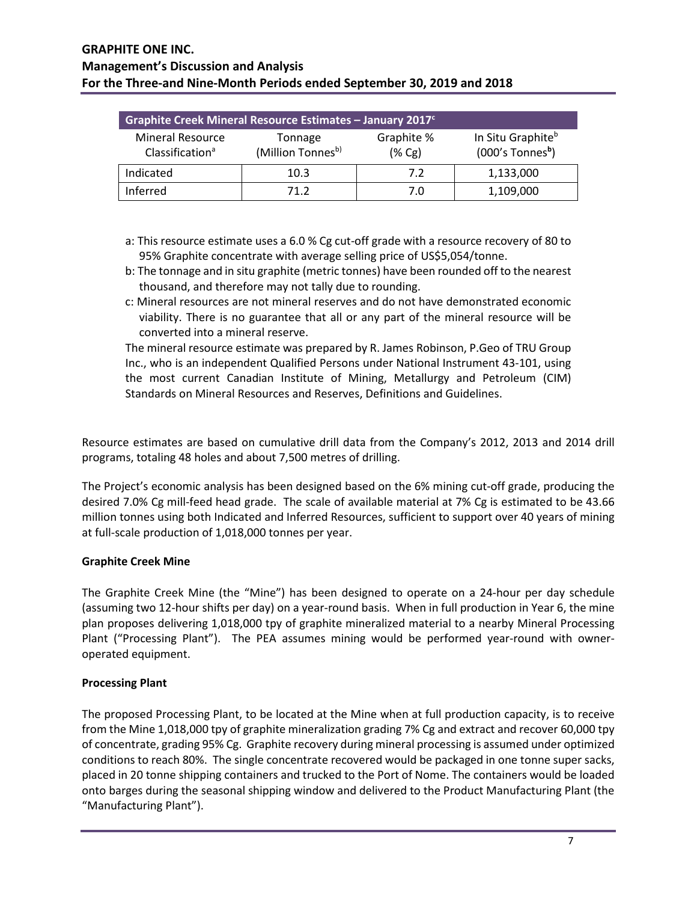| Graphite Creek Mineral Resource Estimates – January 2017[c] | | | |
|---|---|---|---|
| Mineral Resource Classification[a] | Tonnage (Million Tonnes[b]) | Graphite % (% Cg) | In Situ Graphite[b] (000's Tonnes[b]) |
| Indicated | 10.3 | 7.2 | 1,133,000 |
| Inferred | 71.2 | 7.0 | 1,109,000 |

a: This resource estimate uses a 6.0 % Cg cut-off grade with a resource recovery of 80 to 95% Graphite concentrate with average selling price of US$5,054/tonne.

b: The tonnage and in situ graphite (metric tonnes) have been rounded off to the nearest thousand, and therefore may not tally due to rounding.

c: Mineral resources are not mineral reserves and do not have demonstrated economic viability. There is no guarantee that all or any part of the mineral resource will be converted into a mineral reserve.

The mineral resource estimate was prepared by R. James Robinson, P.Geo of TRU Group Inc., who is an independent Qualified Persons under National Instrument 43-101, using the most current Canadian Institute of Mining, Metallurgy and Petroleum (CIM) Standards on Mineral Resources and Reserves, Definitions and Guidelines.

Resource estimates are based on cumulative drill data from the Company's 2012, 2013 and 2014 drill programs, totaling 48 holes and about 7,500 metres of drilling.

The Project's economic analysis has been designed based on the 6% mining cut-off grade, producing the desired 7.0% Cg mill-feed head grade. The scale of available material at 7% Cg is estimated to be 43.66 million tonnes using both Indicated and Inferred Resources, sufficient to support over 40 years of mining at full-scale production of 1,018,000 tonnes per year.

**Graphite Creek Mine**

The Graphite Creek Mine (the "Mine") has been designed to operate on a 24-hour per day schedule (assuming two 12-hour shifts per day) on a year-round basis. When in full production in Year 6, the mine plan proposes delivering 1,018,000 tpy of graphite mineralized material to a nearby Mineral Processing Plant ("Processing Plant"). The PEA assumes mining would be performed year-round with owner-operated equipment.

**Processing Plant**

The proposed Processing Plant, to be located at the Mine when at full production capacity, is to receive from the Mine 1,018,000 tpy of graphite mineralization grading 7% Cg and extract and recover 60,000 tpy of concentrate, grading 95% Cg. Graphite recovery during mineral processing is assumed under optimized conditions to reach 80%. The single concentrate recovered would be packaged in one tonne super sacks, placed in 20 tonne shipping containers and trucked to the Port of Nome. The containers would be loaded onto barges during the seasonal shipping window and delivered to the Product Manufacturing Plant (the "Manufacturing Plant").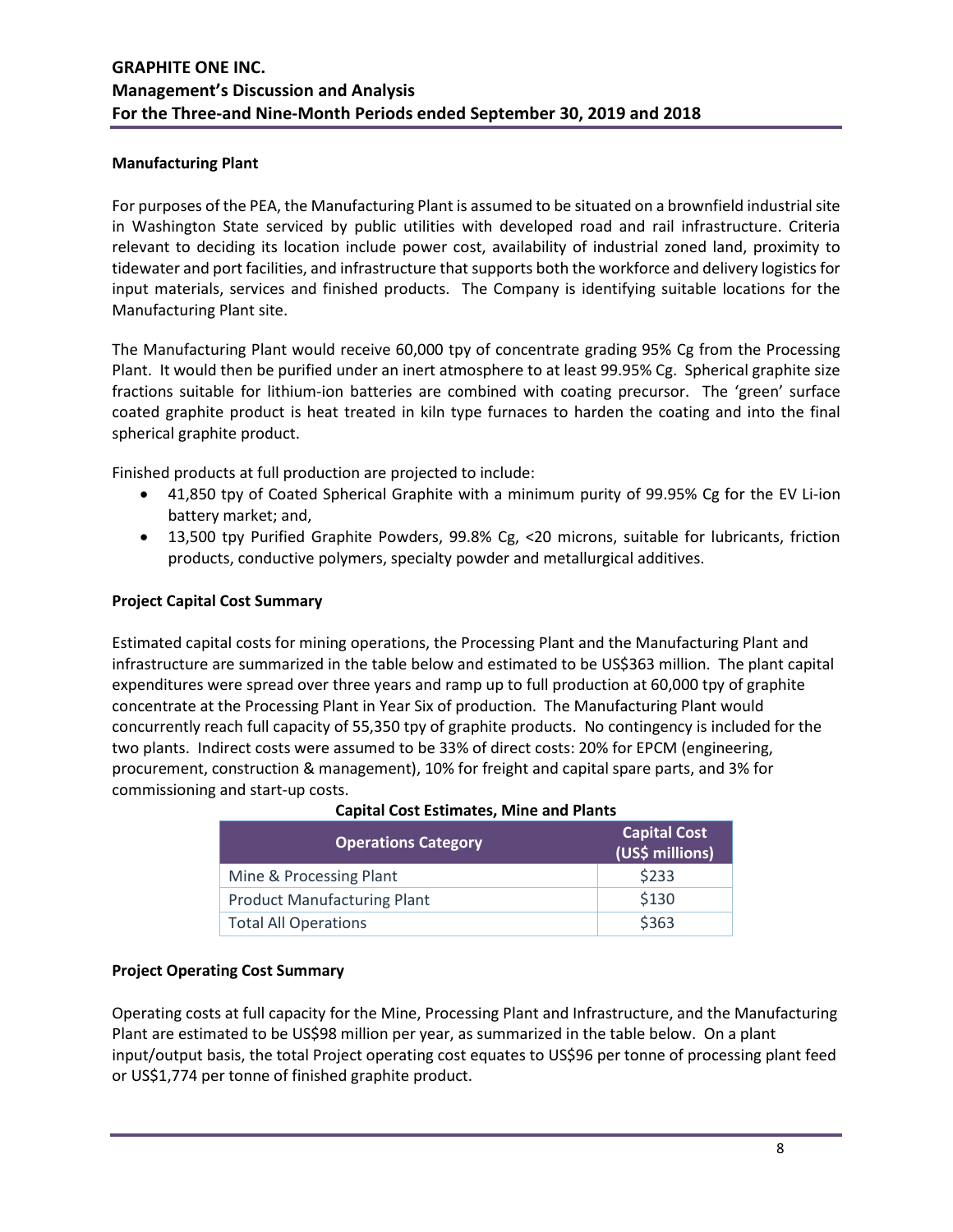### Manufacturing Plant

For purposes of the PEA, the Manufacturing Plant is assumed to be situated on a brownfield industrial site in Washington State serviced by public utilities with developed road and rail infrastructure. Criteria relevant to deciding its location include power cost, availability of industrial zoned land, proximity to tidewater and port facilities, and infrastructure that supports both the workforce and delivery logistics for input materials, services and finished products. The Company is identifying suitable locations for the Manufacturing Plant site.

The Manufacturing Plant would receive 60,000 tpy of concentrate grading 95% Cg from the Processing Plant. It would then be purified under an inert atmosphere to at least 99.95% Cg. Spherical graphite size fractions suitable for lithium-ion batteries are combined with coating precursor. The 'green' surface coated graphite product is heat treated in kiln type furnaces to harden the coating and into the final spherical graphite product.

Finished products at full production are projected to include:

- 41,850 tpy of Coated Spherical Graphite with a minimum purity of 99.95% Cg for the EV Li-ion battery market; and,
- 13,500 tpy Purified Graphite Powders, 99.8% Cg, <20 microns, suitable for lubricants, friction products, conductive polymers, specialty powder and metallurgical additives.

### Project Capital Cost Summary

Estimated capital costs for mining operations, the Processing Plant and the Manufacturing Plant and infrastructure are summarized in the table below and estimated to be US$363 million. The plant capital expenditures were spread over three years and ramp up to full production at 60,000 tpy of graphite concentrate at the Processing Plant in Year Six of production. The Manufacturing Plant would concurrently reach full capacity of 55,350 tpy of graphite products. No contingency is included for the two plants. Indirect costs were assumed to be 33% of direct costs: 20% for EPCM (engineering, procurement, construction & management), 10% for freight and capital spare parts, and 3% for commissioning and start-up costs.

**Capital Cost Estimates, Mine and Plants**

| Operations Category | Capital Cost (US$ millions) |
|---|---|
| Mine & Processing Plant | $233 |
| Product Manufacturing Plant | $130 |
| Total All Operations | $363 |

### Project Operating Cost Summary

Operating costs at full capacity for the Mine, Processing Plant and Infrastructure, and the Manufacturing Plant are estimated to be US$98 million per year, as summarized in the table below. On a plant input/output basis, the total Project operating cost equates to US$96 per tonne of processing plant feed or US$1,774 per tonne of finished graphite product.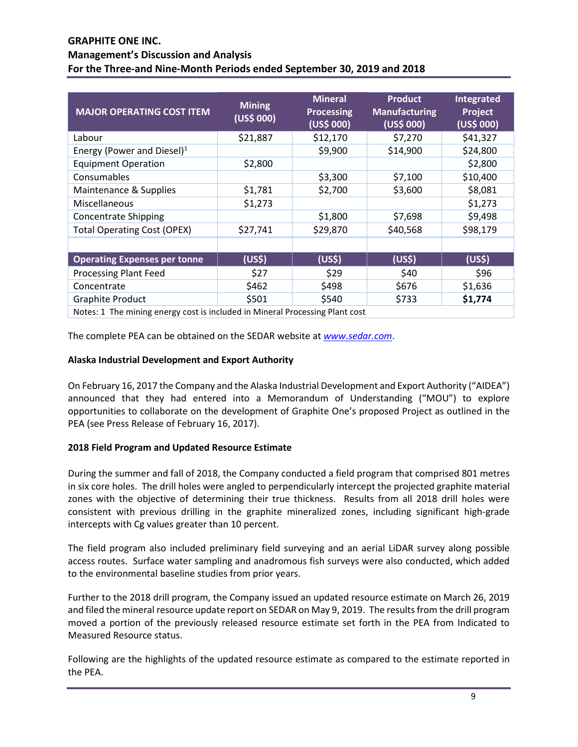| MAJOR OPERATING COST ITEM | Mining (US$ 000) | Mineral Processing (US$ 000) | Product Manufacturing (US$ 000) | Integrated Project (US$ 000) |
|---|---|---|---|---|
| Labour | $21,887 | $12,170 | $7,270 | $41,327 |
| Energy (Power and Diesel)[1] | | $9,900 | $14,900 | $24,800 |
| Equipment Operation | $2,800 | | | $2,800 |
| Consumables | | $3,300 | $7,100 | $10,400 |
| Maintenance & Supplies | $1,781 | $2,700 | $3,600 | $8,081 |
| Miscellaneous | $1,273 | | | $1,273 |
| Concentrate Shipping | | $1,800 | $7,698 | $9,498 |
| Total Operating Cost (OPEX) | $27,741 | $29,870 | $40,568 | $98,179 |
| | | | | |
| **Operating Expenses per tonne** | **(US$)** | **(US$)** | **(US$)** | **(US$)** |
| Processing Plant Feed | $27 | $29 | $40 | $96 |
| Concentrate | $462 | $498 | $676 | $1,636 |
| Graphite Product | $501 | $540 | $733 | **$1,774** |
| Notes: 1 The mining energy cost is included in Mineral Processing Plant cost | | | | |

The complete PEA can be obtained on the SEDAR website at *www.sedar.com*.

**Alaska Industrial Development and Export Authority**

On February 16, 2017 the Company and the Alaska Industrial Development and Export Authority ("AIDEA") announced that they had entered into a Memorandum of Understanding ("MOU") to explore opportunities to collaborate on the development of Graphite One's proposed Project as outlined in the PEA (see Press Release of February 16, 2017).

**2018 Field Program and Updated Resource Estimate**

During the summer and fall of 2018, the Company conducted a field program that comprised 801 metres in six core holes. The drill holes were angled to perpendicularly intercept the projected graphite material zones with the objective of determining their true thickness. Results from all 2018 drill holes were consistent with previous drilling in the graphite mineralized zones, including significant high-grade intercepts with Cg values greater than 10 percent.

The field program also included preliminary field surveying and an aerial LiDAR survey along possible access routes. Surface water sampling and anadromous fish surveys were also conducted, which added to the environmental baseline studies from prior years.

Further to the 2018 drill program, the Company issued an updated resource estimate on March 26, 2019 and filed the mineral resource update report on SEDAR on May 9, 2019. The results from the drill program moved a portion of the previously released resource estimate set forth in the PEA from Indicated to Measured Resource status.

Following are the highlights of the updated resource estimate as compared to the estimate reported in the PEA.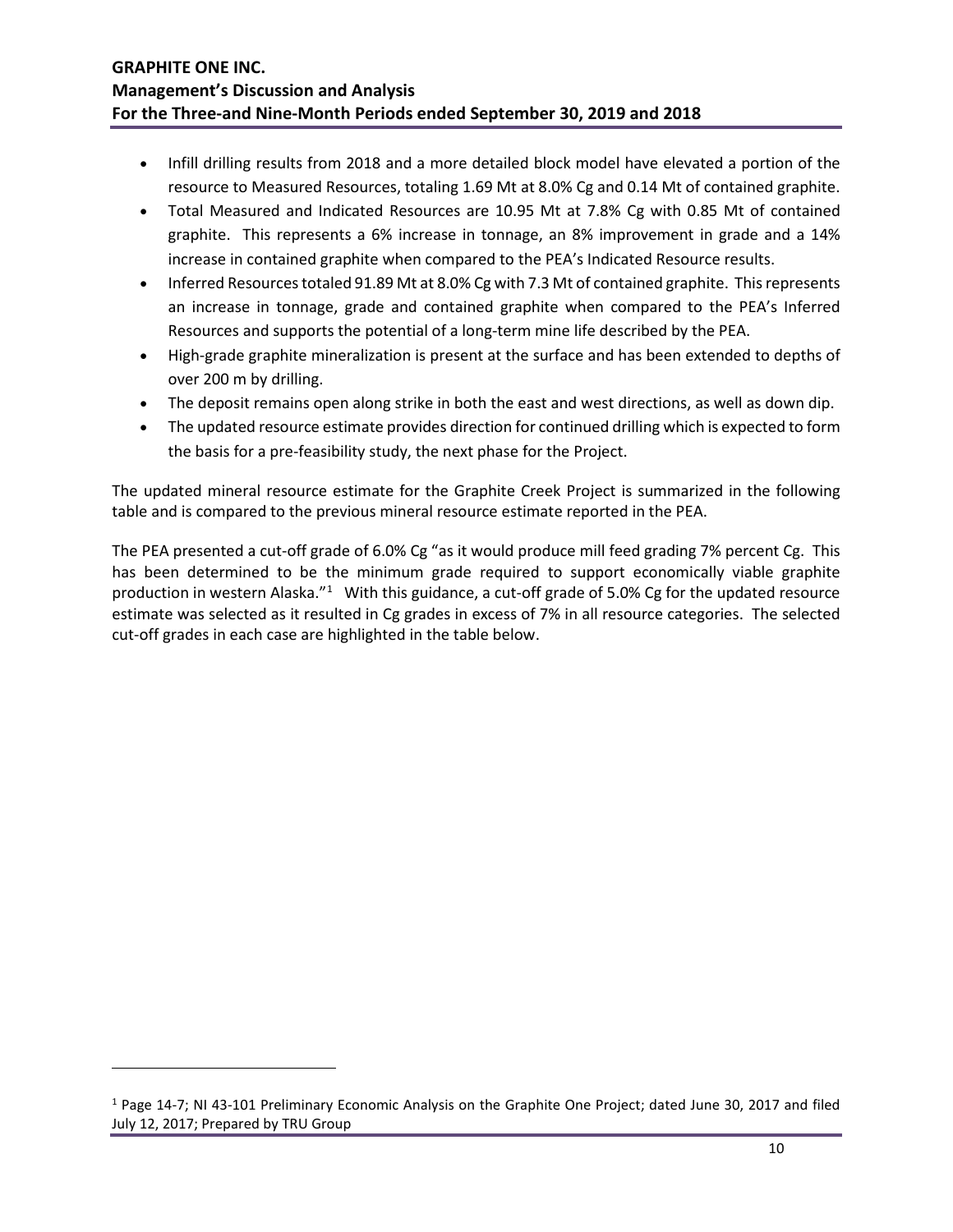- Infill drilling results from 2018 and a more detailed block model have elevated a portion of the resource to Measured Resources, totaling 1.69 Mt at 8.0% Cg and 0.14 Mt of contained graphite.
- Total Measured and Indicated Resources are 10.95 Mt at 7.8% Cg with 0.85 Mt of contained graphite. This represents a 6% increase in tonnage, an 8% improvement in grade and a 14% increase in contained graphite when compared to the PEA's Indicated Resource results.
- Inferred Resources totaled 91.89 Mt at 8.0% Cg with 7.3 Mt of contained graphite. This represents an increase in tonnage, grade and contained graphite when compared to the PEA's Inferred Resources and supports the potential of a long-term mine life described by the PEA.
- High-grade graphite mineralization is present at the surface and has been extended to depths of over 200 m by drilling.
- The deposit remains open along strike in both the east and west directions, as well as down dip.
- The updated resource estimate provides direction for continued drilling which is expected to form the basis for a pre-feasibility study, the next phase for the Project.

The updated mineral resource estimate for the Graphite Creek Project is summarized in the following table and is compared to the previous mineral resource estimate reported in the PEA.

The PEA presented a cut-off grade of 6.0% Cg "as it would produce mill feed grading 7% percent Cg. This has been determined to be the minimum grade required to support economically viable graphite production in western Alaska."[1] With this guidance, a cut-off grade of 5.0% Cg for the updated resource estimate was selected as it resulted in Cg grades in excess of 7% in all resource categories. The selected cut-off grades in each case are highlighted in the table below.

[1] Page 14-7; NI 43-101 Preliminary Economic Analysis on the Graphite One Project; dated June 30, 2017 and filed July 12, 2017; Prepared by TRU Group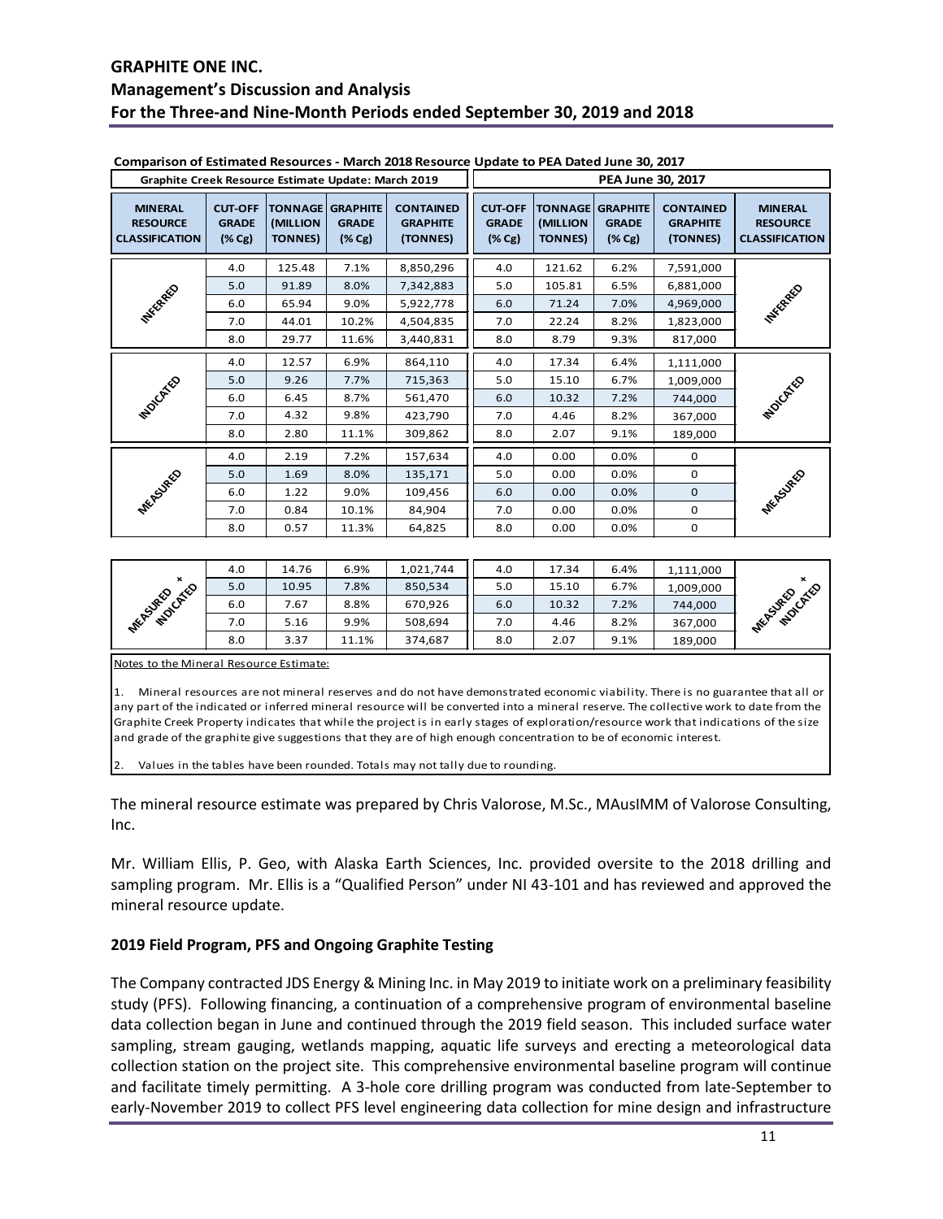**Comparison of Estimated Resources - March 2018 Resource Update to PEA Dated June 30, 2017**

| Graphite Creek Resource Estimate Update: March 2019 | | | | | PEA June 30, 2017 | | | | |
|---|---|---|---|---|---|---|---|---|---|
| MINERAL RESOURCE CLASSIFICATION | CUT-OFF GRADE (% Cg) | TONNAGE (MILLION TONNES) | GRAPHITE GRADE (% Cg) | CONTAINED GRAPHITE (TONNES) | CUT-OFF GRADE (% Cg) | TONNAGE (MILLION TONNES) | GRAPHITE GRADE (% Cg) | CONTAINED GRAPHITE (TONNES) | MINERAL RESOURCE CLASSIFICATION |
| INFERRED | 4.0 | 125.48 | 7.1% | 8,850,296 | 4.0 | 121.62 | 6.2% | 7,591,000 | INFERRED |
| | 5.0 | 91.89 | 8.0% | 7,342,883 | 5.0 | 105.81 | 6.5% | 6,881,000 | |
| | 6.0 | 65.94 | 9.0% | 5,922,778 | 6.0 | 71.24 | 7.0% | 4,969,000 | |
| | 7.0 | 44.01 | 10.2% | 4,504,835 | 7.0 | 22.24 | 8.2% | 1,823,000 | |
| | 8.0 | 29.77 | 11.6% | 3,440,831 | 8.0 | 8.79 | 9.3% | 817,000 | |
| INDICATED | 4.0 | 12.57 | 6.9% | 864,110 | 4.0 | 17.34 | 6.4% | 1,111,000 | INDICATED |
| | 5.0 | 9.26 | 7.7% | 715,363 | 5.0 | 15.10 | 6.7% | 1,009,000 | |
| | 6.0 | 6.45 | 8.7% | 561,470 | 6.0 | 10.32 | 7.2% | 744,000 | |
| | 7.0 | 4.32 | 9.8% | 423,790 | 7.0 | 4.46 | 8.2% | 367,000 | |
| | 8.0 | 2.80 | 11.1% | 309,862 | 8.0 | 2.07 | 9.1% | 189,000 | |
| MEASURED | 4.0 | 2.19 | 7.2% | 157,634 | 4.0 | 0.00 | 0.0% | 0 | MEASURED |
| | 5.0 | 1.69 | 8.0% | 135,171 | 5.0 | 0.00 | 0.0% | 0 | |
| | 6.0 | 1.22 | 9.0% | 109,456 | 6.0 | 0.00 | 0.0% | 0 | |
| | 7.0 | 0.84 | 10.1% | 84,904 | 7.0 | 0.00 | 0.0% | 0 | |
| | 8.0 | 0.57 | 11.3% | 64,825 | 8.0 | 0.00 | 0.0% | 0 | |
| MEASURED + INDICATED | 4.0 | 14.76 | 6.9% | 1,021,744 | 4.0 | 17.34 | 6.4% | 1,111,000 | MEASURED + INDICATED |
| | 5.0 | 10.95 | 7.8% | 850,534 | 5.0 | 15.10 | 6.7% | 1,009,000 | |
| | 6.0 | 7.67 | 8.8% | 670,926 | 6.0 | 10.32 | 7.2% | 744,000 | |
| | 7.0 | 5.16 | 9.9% | 508,694 | 7.0 | 4.46 | 8.2% | 367,000 | |
| | 8.0 | 3.37 | 11.1% | 374,687 | 8.0 | 2.07 | 9.1% | 189,000 | |

Notes to the Mineral Resource Estimate:

1. Mineral resources are not mineral reserves and do not have demonstrated economic viability. There is no guarantee that all or any part of the indicated or inferred mineral resource will be converted into a mineral reserve. The collective work to date from the Graphite Creek Property indicates that while the project is in early stages of exploration/resource work that indications of the size and grade of the graphite give suggestions that they are of high enough concentration to be of economic interest.

2. Values in the tables have been rounded. Totals may not tally due to rounding.

The mineral resource estimate was prepared by Chris Valorose, M.Sc., MAusIMM of Valorose Consulting, Inc.

Mr. William Ellis, P. Geo, with Alaska Earth Sciences, Inc. provided oversite to the 2018 drilling and sampling program. Mr. Ellis is a "Qualified Person" under NI 43-101 and has reviewed and approved the mineral resource update.

### 2019 Field Program, PFS and Ongoing Graphite Testing

The Company contracted JDS Energy & Mining Inc. in May 2019 to initiate work on a preliminary feasibility study (PFS). Following financing, a continuation of a comprehensive program of environmental baseline data collection began in June and continued through the 2019 field season. This included surface water sampling, stream gauging, wetlands mapping, aquatic life surveys and erecting a meteorological data collection station on the project site. This comprehensive environmental baseline program will continue and facilitate timely permitting. A 3-hole core drilling program was conducted from late-September to early-November 2019 to collect PFS level engineering data collection for mine design and infrastructure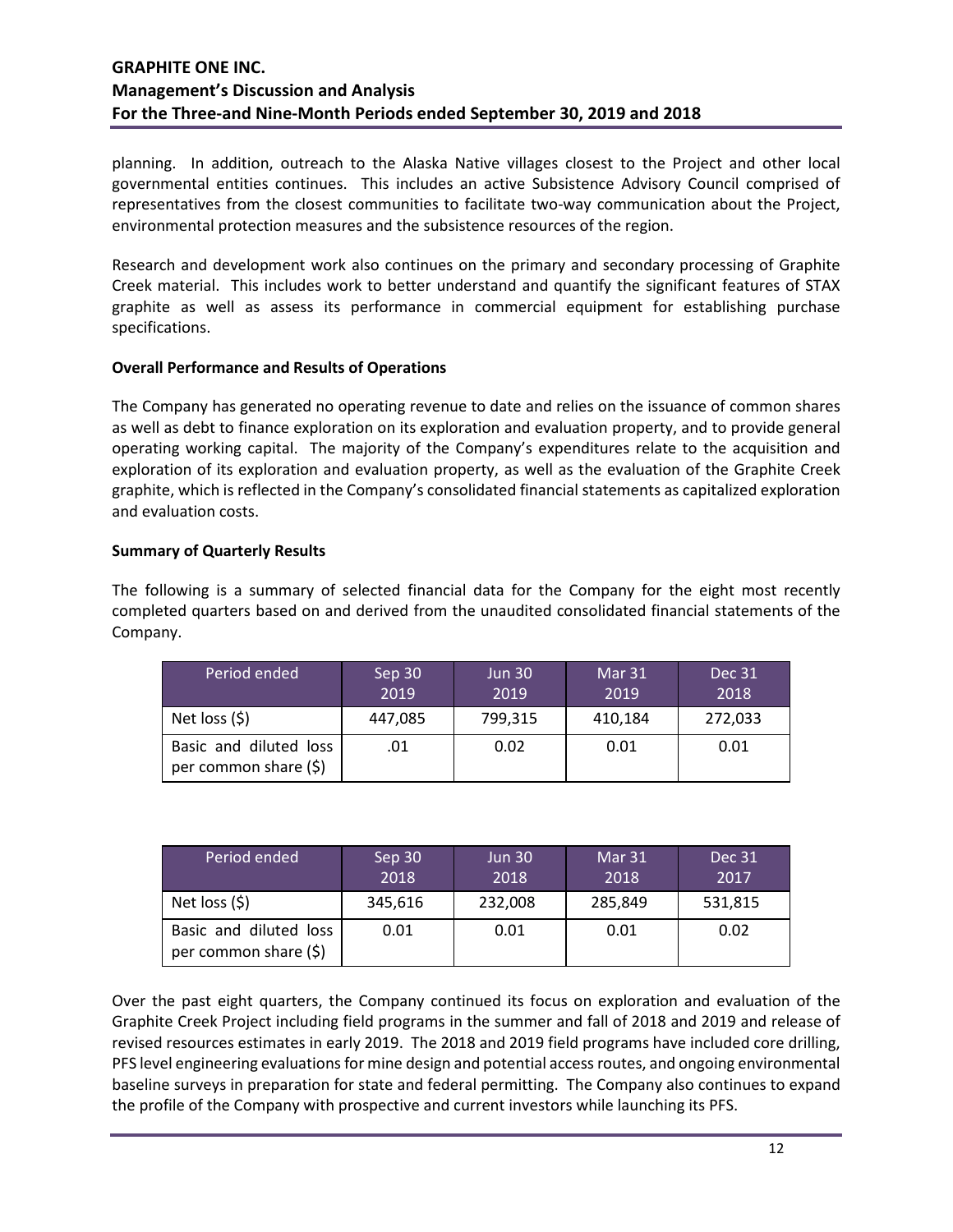planning. In addition, outreach to the Alaska Native villages closest to the Project and other local governmental entities continues. This includes an active Subsistence Advisory Council comprised of representatives from the closest communities to facilitate two-way communication about the Project, environmental protection measures and the subsistence resources of the region.

Research and development work also continues on the primary and secondary processing of Graphite Creek material. This includes work to better understand and quantify the significant features of STAX graphite as well as assess its performance in commercial equipment for establishing purchase specifications.

**Overall Performance and Results of Operations**

The Company has generated no operating revenue to date and relies on the issuance of common shares as well as debt to finance exploration on its exploration and evaluation property, and to provide general operating working capital. The majority of the Company's expenditures relate to the acquisition and exploration of its exploration and evaluation property, as well as the evaluation of the Graphite Creek graphite, which is reflected in the Company's consolidated financial statements as capitalized exploration and evaluation costs.

**Summary of Quarterly Results**

The following is a summary of selected financial data for the Company for the eight most recently completed quarters based on and derived from the unaudited consolidated financial statements of the Company.

| Period ended | Sep 30 2019 | Jun 30 2019 | Mar 31 2019 | Dec 31 2018 |
|---|---|---|---|---|
| Net loss ($) | 447,085 | 799,315 | 410,184 | 272,033 |
| Basic and diluted loss per common share ($) | .01 | 0.02 | 0.01 | 0.01 |

| Period ended | Sep 30 2018 | Jun 30 2018 | Mar 31 2018 | Dec 31 2017 |
|---|---|---|---|---|
| Net loss ($) | 345,616 | 232,008 | 285,849 | 531,815 |
| Basic and diluted loss per common share ($) | 0.01 | 0.01 | 0.01 | 0.02 |

Over the past eight quarters, the Company continued its focus on exploration and evaluation of the Graphite Creek Project including field programs in the summer and fall of 2018 and 2019 and release of revised resources estimates in early 2019. The 2018 and 2019 field programs have included core drilling, PFS level engineering evaluations for mine design and potential access routes, and ongoing environmental baseline surveys in preparation for state and federal permitting. The Company also continues to expand the profile of the Company with prospective and current investors while launching its PFS.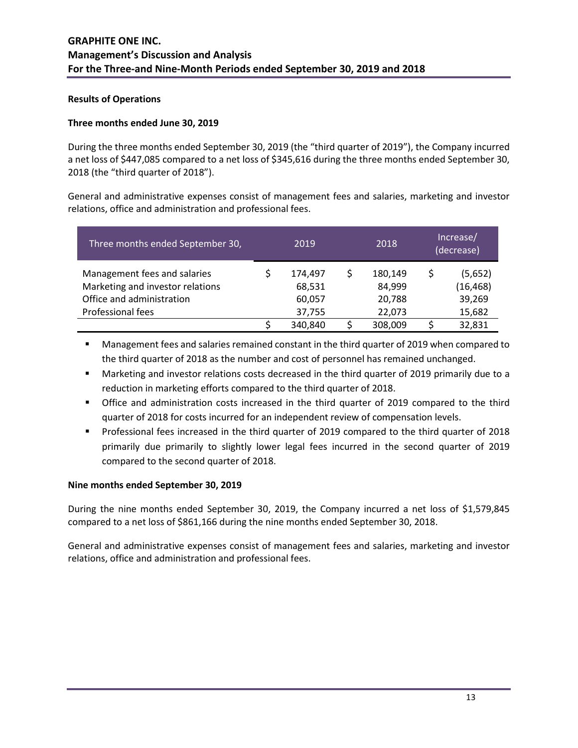## Results of Operations

### Three months ended June 30, 2019

During the three months ended September 30, 2019 (the "third quarter of 2019"), the Company incurred a net loss of $447,085 compared to a net loss of $345,616 during the three months ended September 30, 2018 (the "third quarter of 2018").

General and administrative expenses consist of management fees and salaries, marketing and investor relations, office and administration and professional fees.

| Three months ended September 30, | 2019 | 2018 | Increase/ (decrease) |
|---|---|---|---|
| Management fees and salaries | $ 174,497 | $ 180,149 | $ (5,652) |
| Marketing and investor relations | 68,531 | 84,999 | (16,468) |
| Office and administration | 60,057 | 20,788 | 39,269 |
| Professional fees | 37,755 | 22,073 | 15,682 |
| | $ 340,840 | $ 308,009 | $ 32,831 |

- Management fees and salaries remained constant in the third quarter of 2019 when compared to the third quarter of 2018 as the number and cost of personnel has remained unchanged.
- Marketing and investor relations costs decreased in the third quarter of 2019 primarily due to a reduction in marketing efforts compared to the third quarter of 2018.
- Office and administration costs increased in the third quarter of 2019 compared to the third quarter of 2018 for costs incurred for an independent review of compensation levels.
- Professional fees increased in the third quarter of 2019 compared to the third quarter of 2018 primarily due primarily to slightly lower legal fees incurred in the second quarter of 2019 compared to the second quarter of 2018.

### Nine months ended September 30, 2019

During the nine months ended September 30, 2019, the Company incurred a net loss of $1,579,845 compared to a net loss of $861,166 during the nine months ended September 30, 2018.

General and administrative expenses consist of management fees and salaries, marketing and investor relations, office and administration and professional fees.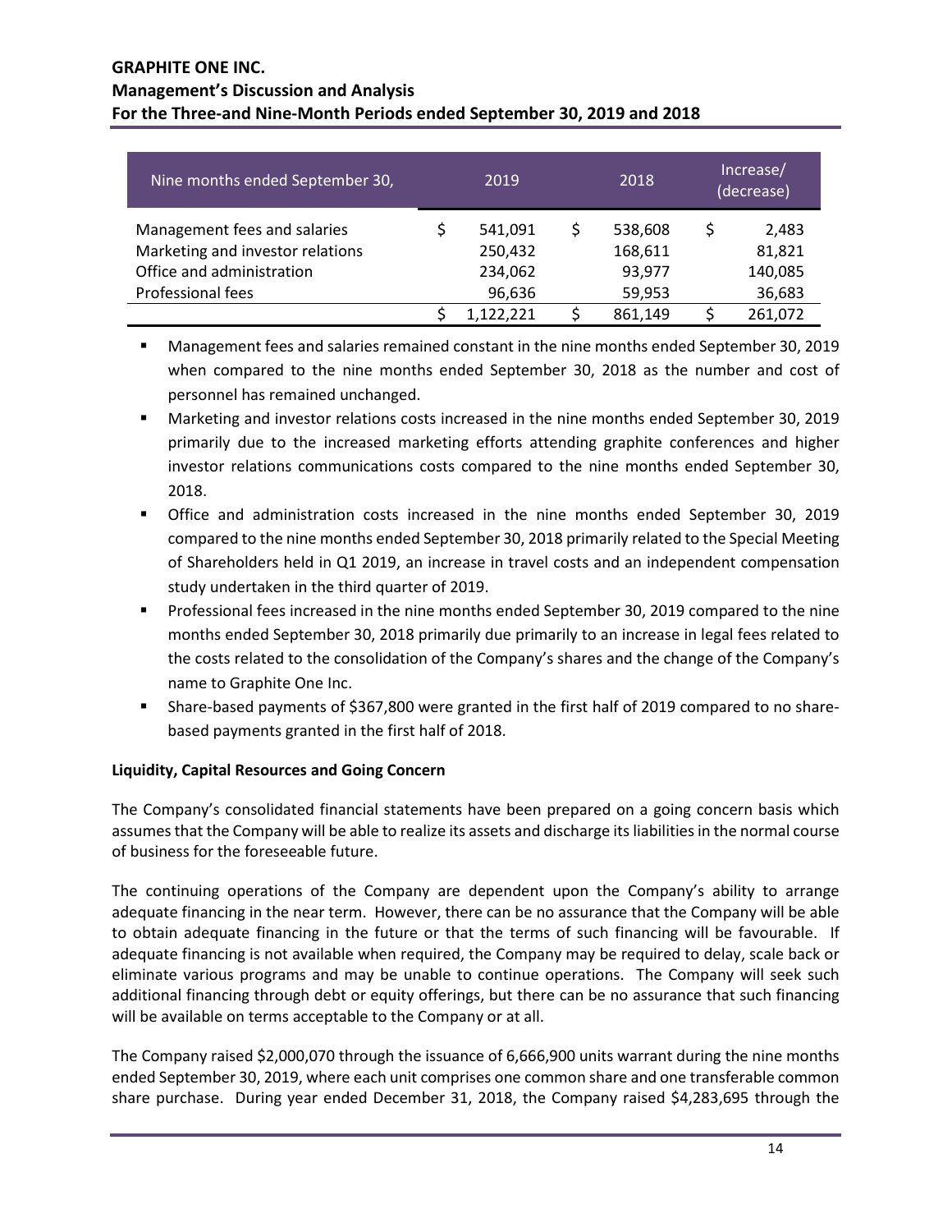| Nine months ended September 30, | 2019 | 2018 | Increase/ (decrease) |
|---|---|---|---|
| Management fees and salaries | $ 541,091 | $ 538,608 | $ 2,483 |
| Marketing and investor relations | 250,432 | 168,611 | 81,821 |
| Office and administration | 234,062 | 93,977 | 140,085 |
| Professional fees | 96,636 | 59,953 | 36,683 |
| | $ 1,122,221 | $ 861,149 | $ 261,072 |

- Management fees and salaries remained constant in the nine months ended September 30, 2019 when compared to the nine months ended September 30, 2018 as the number and cost of personnel has remained unchanged.
- Marketing and investor relations costs increased in the nine months ended September 30, 2019 primarily due to the increased marketing efforts attending graphite conferences and higher investor relations communications costs compared to the nine months ended September 30, 2018.
- Office and administration costs increased in the nine months ended September 30, 2019 compared to the nine months ended September 30, 2018 primarily related to the Special Meeting of Shareholders held in Q1 2019, an increase in travel costs and an independent compensation study undertaken in the third quarter of 2019.
- Professional fees increased in the nine months ended September 30, 2019 compared to the nine months ended September 30, 2018 primarily due primarily to an increase in legal fees related to the costs related to the consolidation of the Company's shares and the change of the Company's name to Graphite One Inc.
- Share-based payments of $367,800 were granted in the first half of 2019 compared to no share-based payments granted in the first half of 2018.

**Liquidity, Capital Resources and Going Concern**

The Company's consolidated financial statements have been prepared on a going concern basis which assumes that the Company will be able to realize its assets and discharge its liabilities in the normal course of business for the foreseeable future.

The continuing operations of the Company are dependent upon the Company's ability to arrange adequate financing in the near term. However, there can be no assurance that the Company will be able to obtain adequate financing in the future or that the terms of such financing will be favourable. If adequate financing is not available when required, the Company may be required to delay, scale back or eliminate various programs and may be unable to continue operations. The Company will seek such additional financing through debt or equity offerings, but there can be no assurance that such financing will be available on terms acceptable to the Company or at all.

The Company raised $2,000,070 through the issuance of 6,666,900 units warrant during the nine months ended September 30, 2019, where each unit comprises one common share and one transferable common share purchase. During year ended December 31, 2018, the Company raised $4,283,695 through the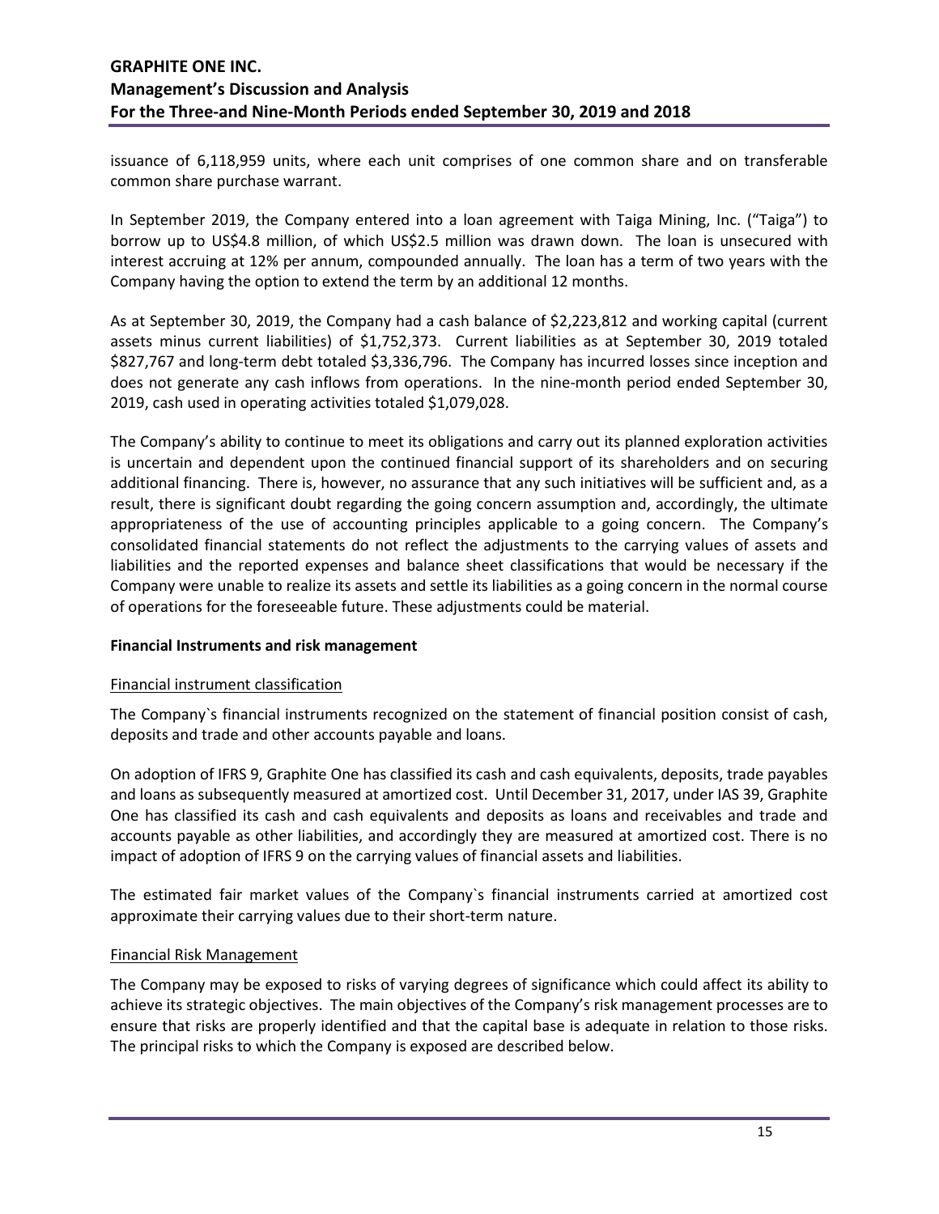issuance of 6,118,959 units, where each unit comprises of one common share and on transferable common share purchase warrant.

In September 2019, the Company entered into a loan agreement with Taiga Mining, Inc. ("Taiga") to borrow up to US$4.8 million, of which US$2.5 million was drawn down. The loan is unsecured with interest accruing at 12% per annum, compounded annually. The loan has a term of two years with the Company having the option to extend the term by an additional 12 months.

As at September 30, 2019, the Company had a cash balance of $2,223,812 and working capital (current assets minus current liabilities) of $1,752,373. Current liabilities as at September 30, 2019 totaled $827,767 and long-term debt totaled $3,336,796. The Company has incurred losses since inception and does not generate any cash inflows from operations. In the nine-month period ended September 30, 2019, cash used in operating activities totaled $1,079,028.

The Company's ability to continue to meet its obligations and carry out its planned exploration activities is uncertain and dependent upon the continued financial support of its shareholders and on securing additional financing. There is, however, no assurance that any such initiatives will be sufficient and, as a result, there is significant doubt regarding the going concern assumption and, accordingly, the ultimate appropriateness of the use of accounting principles applicable to a going concern. The Company's consolidated financial statements do not reflect the adjustments to the carrying values of assets and liabilities and the reported expenses and balance sheet classifications that would be necessary if the Company were unable to realize its assets and settle its liabilities as a going concern in the normal course of operations for the foreseeable future. These adjustments could be material.

**Financial Instruments and risk management**

Financial instrument classification

The Company`s financial instruments recognized on the statement of financial position consist of cash, deposits and trade and other accounts payable and loans.

On adoption of IFRS 9, Graphite One has classified its cash and cash equivalents, deposits, trade payables and loans as subsequently measured at amortized cost. Until December 31, 2017, under IAS 39, Graphite One has classified its cash and cash equivalents and deposits as loans and receivables and trade and accounts payable as other liabilities, and accordingly they are measured at amortized cost. There is no impact of adoption of IFRS 9 on the carrying values of financial assets and liabilities.

The estimated fair market values of the Company`s financial instruments carried at amortized cost approximate their carrying values due to their short-term nature.

Financial Risk Management

The Company may be exposed to risks of varying degrees of significance which could affect its ability to achieve its strategic objectives. The main objectives of the Company's risk management processes are to ensure that risks are properly identified and that the capital base is adequate in relation to those risks. The principal risks to which the Company is exposed are described below.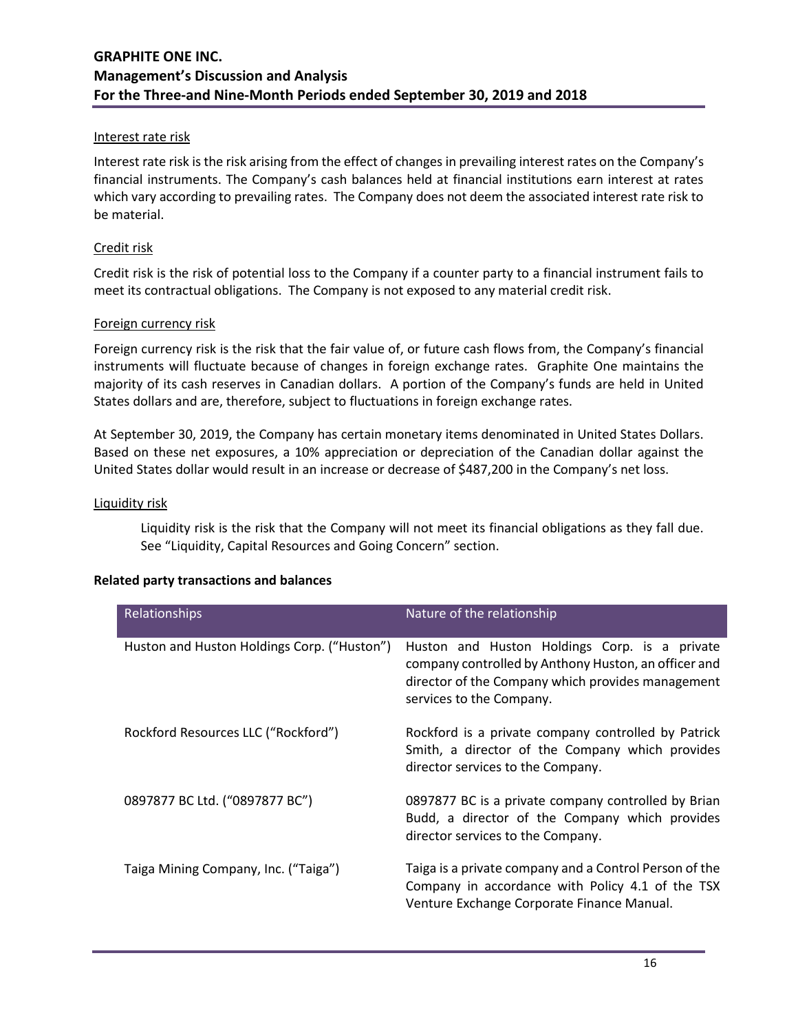#### Interest rate risk

Interest rate risk is the risk arising from the effect of changes in prevailing interest rates on the Company's financial instruments. The Company's cash balances held at financial institutions earn interest at rates which vary according to prevailing rates. The Company does not deem the associated interest rate risk to be material.

#### Credit risk

Credit risk is the risk of potential loss to the Company if a counter party to a financial instrument fails to meet its contractual obligations. The Company is not exposed to any material credit risk.

#### Foreign currency risk

Foreign currency risk is the risk that the fair value of, or future cash flows from, the Company's financial instruments will fluctuate because of changes in foreign exchange rates. Graphite One maintains the majority of its cash reserves in Canadian dollars. A portion of the Company's funds are held in United States dollars and are, therefore, subject to fluctuations in foreign exchange rates.

At September 30, 2019, the Company has certain monetary items denominated in United States Dollars. Based on these net exposures, a 10% appreciation or depreciation of the Canadian dollar against the United States dollar would result in an increase or decrease of $487,200 in the Company's net loss.

#### Liquidity risk

Liquidity risk is the risk that the Company will not meet its financial obligations as they fall due. See "Liquidity, Capital Resources and Going Concern" section.

### Related party transactions and balances

| Relationships | Nature of the relationship |
|---|---|
| Huston and Huston Holdings Corp. ("Huston") | Huston and Huston Holdings Corp. is a private company controlled by Anthony Huston, an officer and director of the Company which provides management services to the Company. |
| Rockford Resources LLC ("Rockford") | Rockford is a private company controlled by Patrick Smith, a director of the Company which provides director services to the Company. |
| 0897877 BC Ltd. ("0897877 BC") | 0897877 BC is a private company controlled by Brian Budd, a director of the Company which provides director services to the Company. |
| Taiga Mining Company, Inc. ("Taiga") | Taiga is a private company and a Control Person of the Company in accordance with Policy 4.1 of the TSX Venture Exchange Corporate Finance Manual. |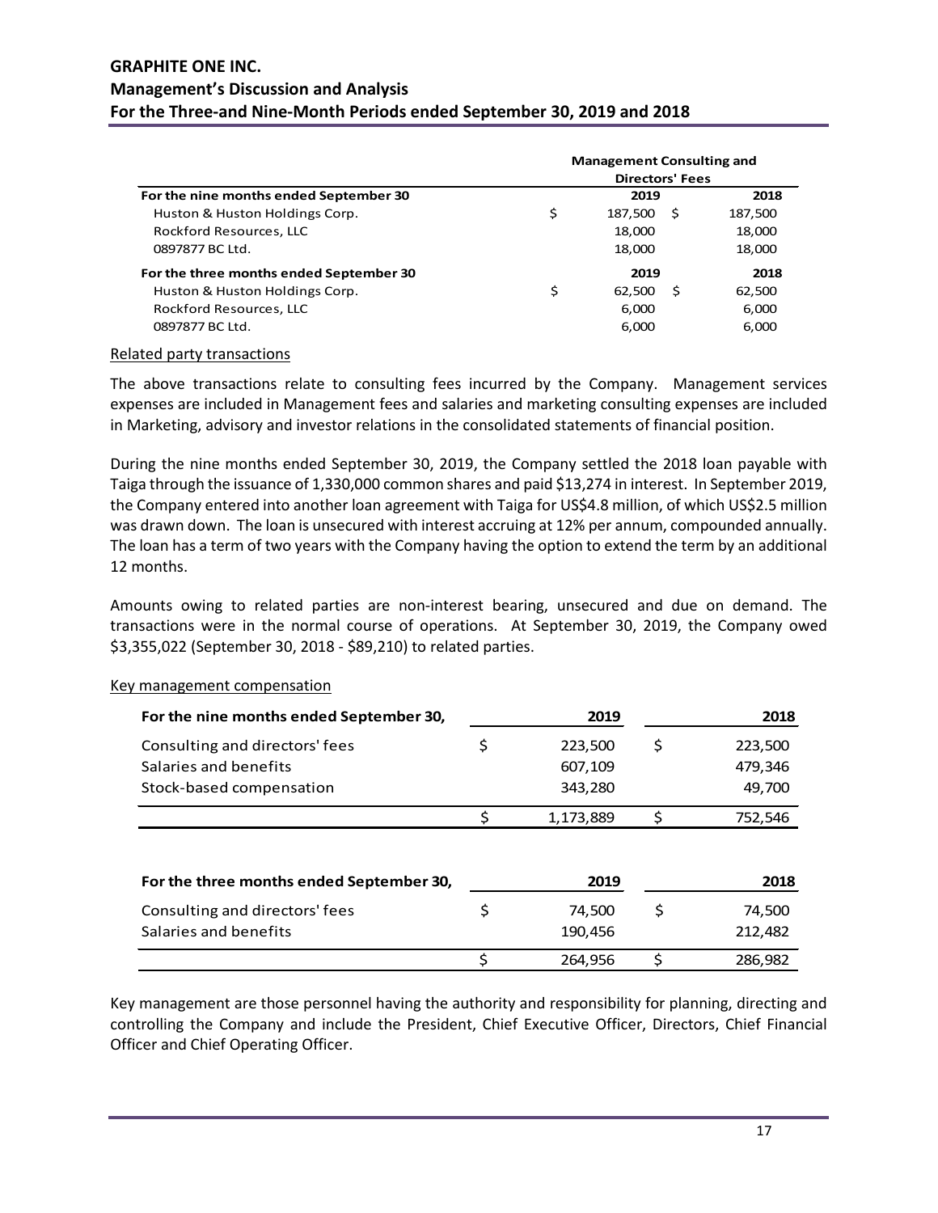| | Management Consulting and Directors' Fees | |
|---|---|---|
| **For the nine months ended September 30** | **2019** | **2018** |
| Huston & Huston Holdings Corp. | $ 187,500 | $ 187,500 |
| Rockford Resources, LLC | 18,000 | 18,000 |
| 0897877 BC Ltd. | 18,000 | 18,000 |
| **For the three months ended September 30** | **2019** | **2018** |
| Huston & Huston Holdings Corp. | $ 62,500 | $ 62,500 |
| Rockford Resources, LLC | 6,000 | 6,000 |
| 0897877 BC Ltd. | 6,000 | 6,000 |

Related party transactions

The above transactions relate to consulting fees incurred by the Company. Management services expenses are included in Management fees and salaries and marketing consulting expenses are included in Marketing, advisory and investor relations in the consolidated statements of financial position.

During the nine months ended September 30, 2019, the Company settled the 2018 loan payable with Taiga through the issuance of 1,330,000 common shares and paid $13,274 in interest. In September 2019, the Company entered into another loan agreement with Taiga for US$4.8 million, of which US$2.5 million was drawn down. The loan is unsecured with interest accruing at 12% per annum, compounded annually. The loan has a term of two years with the Company having the option to extend the term by an additional 12 months.

Amounts owing to related parties are non-interest bearing, unsecured and due on demand. The transactions were in the normal course of operations. At September 30, 2019, the Company owed $3,355,022 (September 30, 2018 - $89,210) to related parties.

Key management compensation

| For the nine months ended September 30, | 2019 | 2018 |
|---|---|---|
| Consulting and directors' fees | $ 223,500 | $ 223,500 |
| Salaries and benefits | 607,109 | 479,346 |
| Stock-based compensation | 343,280 | 49,700 |
| | $ 1,173,889 | $ 752,546 |

| For the three months ended September 30, | 2019 | 2018 |
|---|---|---|
| Consulting and directors' fees | $ 74,500 | $ 74,500 |
| Salaries and benefits | 190,456 | 212,482 |
| | $ 264,956 | $ 286,982 |

Key management are those personnel having the authority and responsibility for planning, directing and controlling the Company and include the President, Chief Executive Officer, Directors, Chief Financial Officer and Chief Operating Officer.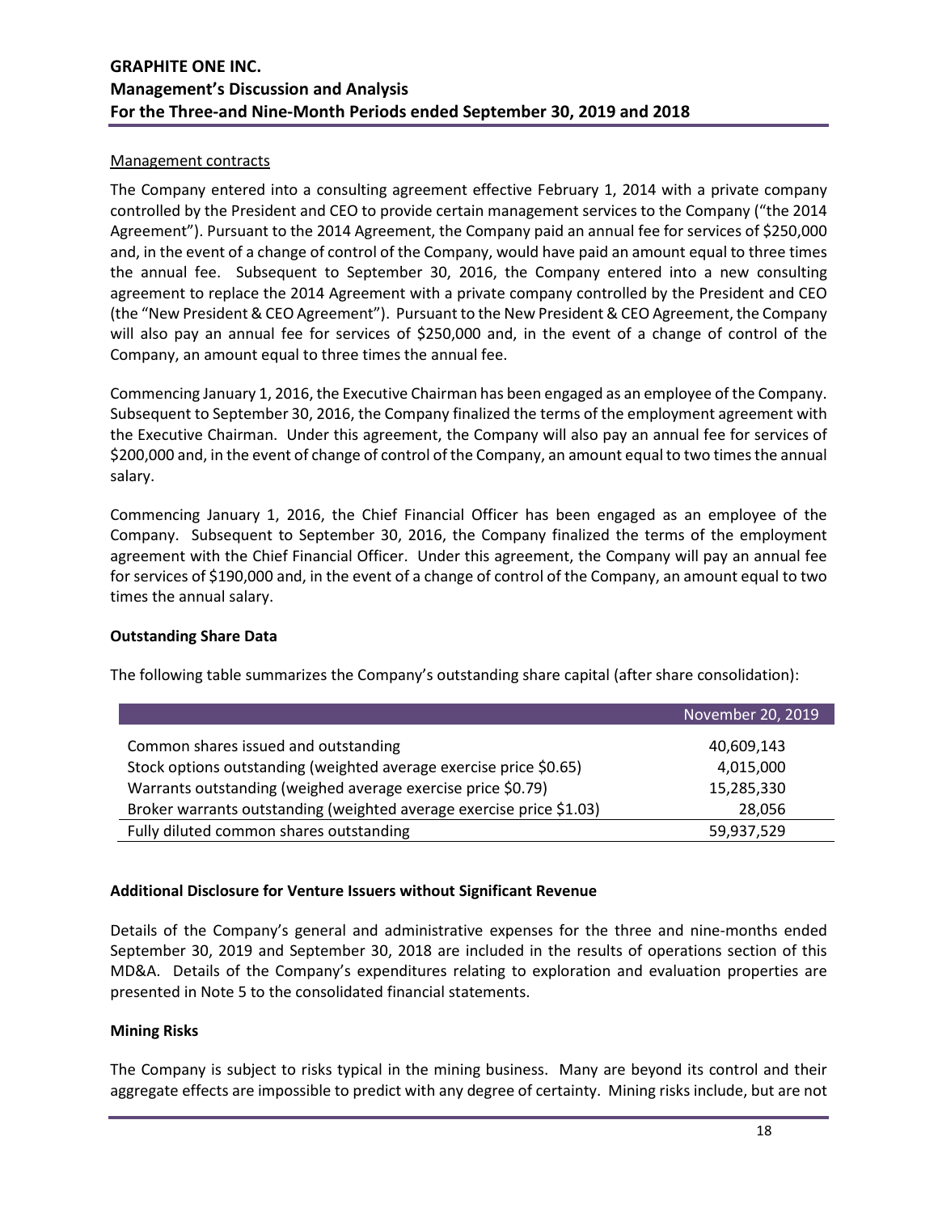Management contracts

The Company entered into a consulting agreement effective February 1, 2014 with a private company controlled by the President and CEO to provide certain management services to the Company ("the 2014 Agreement"). Pursuant to the 2014 Agreement, the Company paid an annual fee for services of $250,000 and, in the event of a change of control of the Company, would have paid an amount equal to three times the annual fee. Subsequent to September 30, 2016, the Company entered into a new consulting agreement to replace the 2014 Agreement with a private company controlled by the President and CEO (the "New President & CEO Agreement"). Pursuant to the New President & CEO Agreement, the Company will also pay an annual fee for services of $250,000 and, in the event of a change of control of the Company, an amount equal to three times the annual fee.

Commencing January 1, 2016, the Executive Chairman has been engaged as an employee of the Company. Subsequent to September 30, 2016, the Company finalized the terms of the employment agreement with the Executive Chairman. Under this agreement, the Company will also pay an annual fee for services of $200,000 and, in the event of change of control of the Company, an amount equal to two times the annual salary.

Commencing January 1, 2016, the Chief Financial Officer has been engaged as an employee of the Company. Subsequent to September 30, 2016, the Company finalized the terms of the employment agreement with the Chief Financial Officer. Under this agreement, the Company will pay an annual fee for services of $190,000 and, in the event of a change of control of the Company, an amount equal to two times the annual salary.

**Outstanding Share Data**

The following table summarizes the Company's outstanding share capital (after share consolidation):

| | November 20, 2019 |
|---|---|
| Common shares issued and outstanding | 40,609,143 |
| Stock options outstanding (weighted average exercise price $0.65) | 4,015,000 |
| Warrants outstanding (weighed average exercise price $0.79) | 15,285,330 |
| Broker warrants outstanding (weighted average exercise price $1.03) | 28,056 |
| Fully diluted common shares outstanding | 59,937,529 |

**Additional Disclosure for Venture Issuers without Significant Revenue**

Details of the Company's general and administrative expenses for the three and nine-months ended September 30, 2019 and September 30, 2018 are included in the results of operations section of this MD&A. Details of the Company's expenditures relating to exploration and evaluation properties are presented in Note 5 to the consolidated financial statements.

**Mining Risks**

The Company is subject to risks typical in the mining business. Many are beyond its control and their aggregate effects are impossible to predict with any degree of certainty. Mining risks include, but are not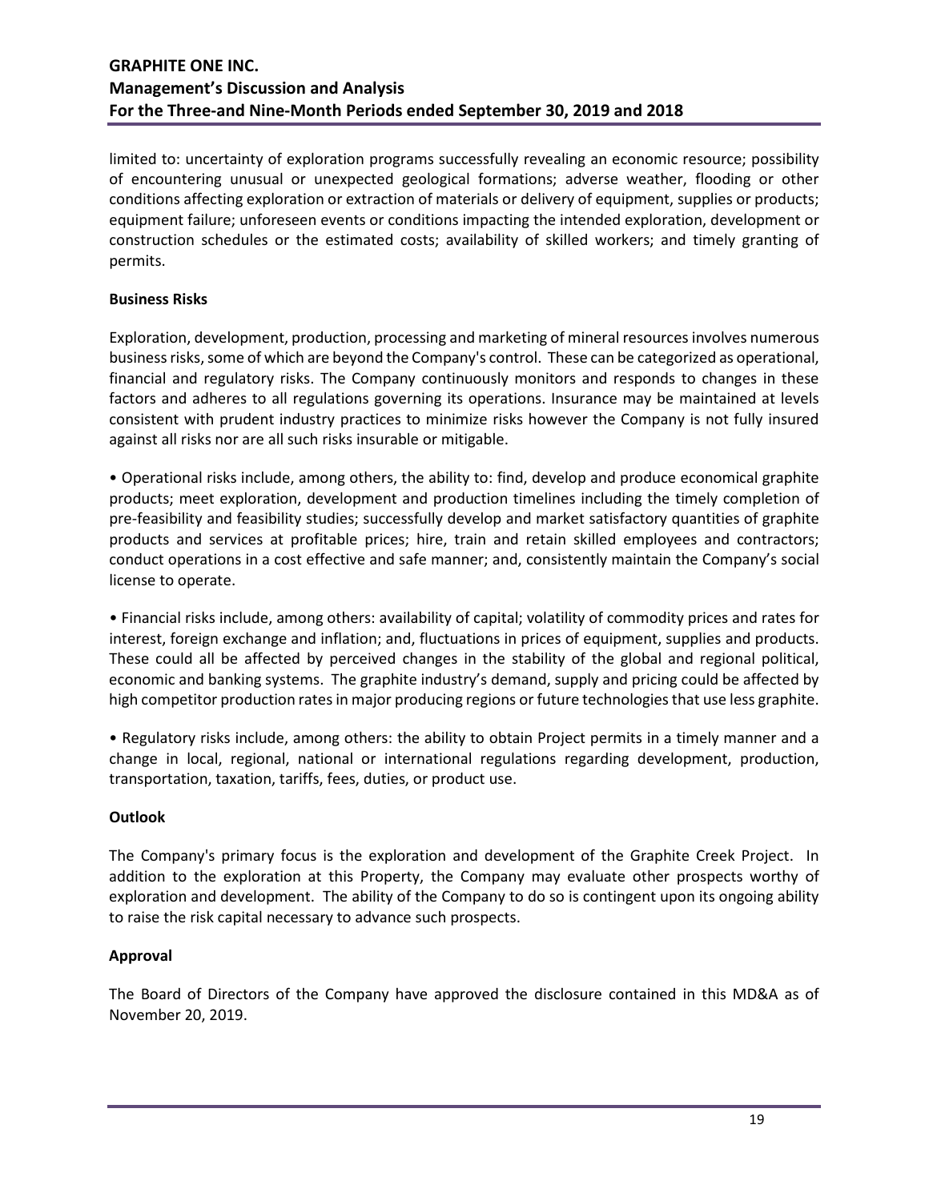limited to: uncertainty of exploration programs successfully revealing an economic resource; possibility of encountering unusual or unexpected geological formations; adverse weather, flooding or other conditions affecting exploration or extraction of materials or delivery of equipment, supplies or products; equipment failure; unforeseen events or conditions impacting the intended exploration, development or construction schedules or the estimated costs; availability of skilled workers; and timely granting of permits.

**Business Risks**

Exploration, development, production, processing and marketing of mineral resources involves numerous business risks, some of which are beyond the Company's control. These can be categorized as operational, financial and regulatory risks. The Company continuously monitors and responds to changes in these factors and adheres to all regulations governing its operations. Insurance may be maintained at levels consistent with prudent industry practices to minimize risks however the Company is not fully insured against all risks nor are all such risks insurable or mitigable.

• Operational risks include, among others, the ability to: find, develop and produce economical graphite products; meet exploration, development and production timelines including the timely completion of pre-feasibility and feasibility studies; successfully develop and market satisfactory quantities of graphite products and services at profitable prices; hire, train and retain skilled employees and contractors; conduct operations in a cost effective and safe manner; and, consistently maintain the Company's social license to operate.

• Financial risks include, among others: availability of capital; volatility of commodity prices and rates for interest, foreign exchange and inflation; and, fluctuations in prices of equipment, supplies and products. These could all be affected by perceived changes in the stability of the global and regional political, economic and banking systems. The graphite industry's demand, supply and pricing could be affected by high competitor production rates in major producing regions or future technologies that use less graphite.

• Regulatory risks include, among others: the ability to obtain Project permits in a timely manner and a change in local, regional, national or international regulations regarding development, production, transportation, taxation, tariffs, fees, duties, or product use.

**Outlook**

The Company's primary focus is the exploration and development of the Graphite Creek Project. In addition to the exploration at this Property, the Company may evaluate other prospects worthy of exploration and development. The ability of the Company to do so is contingent upon its ongoing ability to raise the risk capital necessary to advance such prospects.

**Approval**

The Board of Directors of the Company have approved the disclosure contained in this MD&A as of November 20, 2019.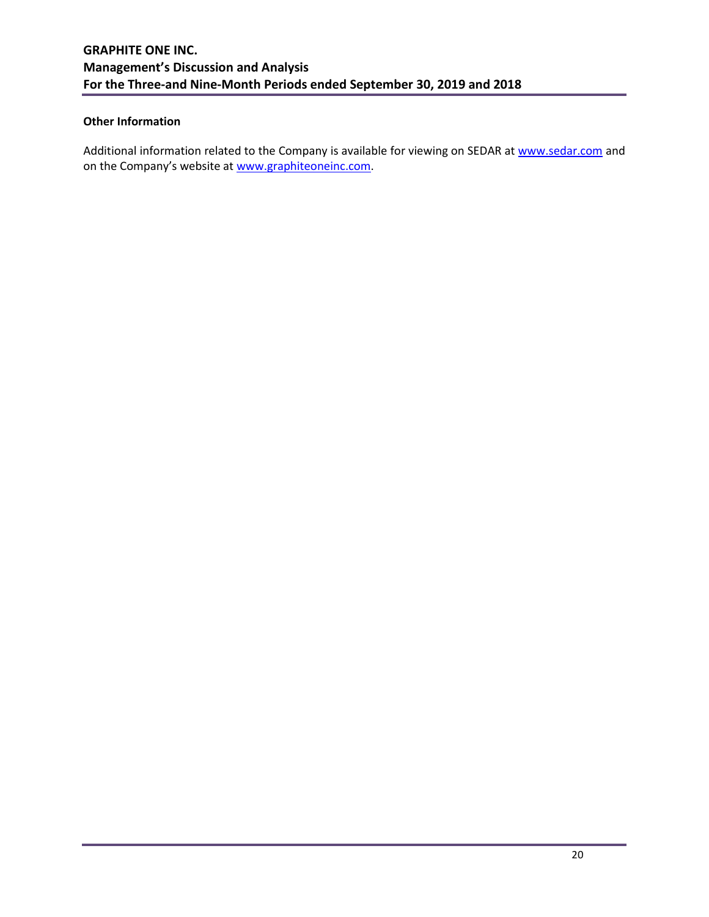**Other Information**

Additional information related to the Company is available for viewing on SEDAR at www.sedar.com and on the Company's website at www.graphiteoneinc.com.